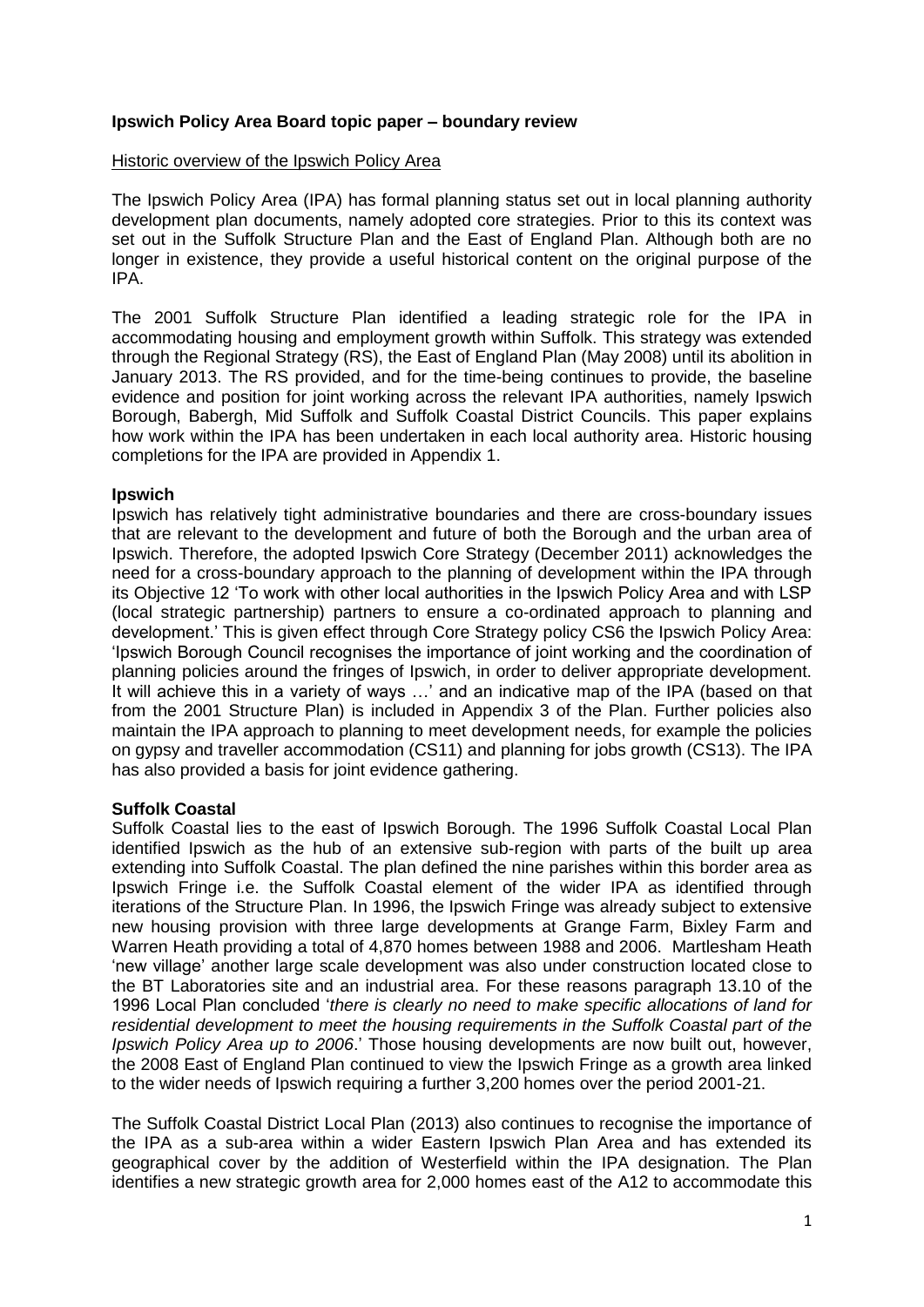**Ipswich Policy Area Board topic paper – boundary review**

Historic overview of the Ipswich Policy Area

The Ipswich Policy Area (IPA) has formal planning status set out in local planning authority development plan documents, namely adopted core strategies. Prior to this its context was set out in the Suffolk Structure Plan and the East of England Plan. Although both are no longer in existence, they provide a useful historical content on the original purpose of the IPA.

The 2001 Suffolk Structure Plan identified a leading strategic role for the IPA in accommodating housing and employment growth within Suffolk. This strategy was extended through the Regional Strategy (RS), the East of England Plan (May 2008) until its abolition in January 2013. The RS provided, and for the time-being continues to provide, the baseline evidence and position for joint working across the relevant IPA authorities, namely Ipswich Borough, Babergh, Mid Suffolk and Suffolk Coastal District Councils. This paper explains how work within the IPA has been undertaken in each local authority area. Historic housing completions for the IPA are provided in Appendix 1.

**Ipswich**

Ipswich has relatively tight administrative boundaries and there are cross-boundary issues that are relevant to the development and future of both the Borough and the urban area of Ipswich. Therefore, the adopted Ipswich Core Strategy (December 2011) acknowledges the need for a cross-boundary approach to the planning of development within the IPA through its Objective 12 'To work with other local authorities in the Ipswich Policy Area and with LSP (local strategic partnership) partners to ensure a co-ordinated approach to planning and development.' This is given effect through Core Strategy policy CS6 the Ipswich Policy Area: 'Ipswich Borough Council recognises the importance of joint working and the coordination of planning policies around the fringes of Ipswich, in order to deliver appropriate development. It will achieve this in a variety of ways …' and an indicative map of the IPA (based on that from the 2001 Structure Plan) is included in Appendix 3 of the Plan. Further policies also maintain the IPA approach to planning to meet development needs, for example the policies on gypsy and traveller accommodation (CS11) and planning for jobs growth (CS13). The IPA has also provided a basis for joint evidence gathering.

**Suffolk Coastal**

Suffolk Coastal lies to the east of Ipswich Borough. The 1996 Suffolk Coastal Local Plan identified Ipswich as the hub of an extensive sub-region with parts of the built up area extending into Suffolk Coastal. The plan defined the nine parishes within this border area as Ipswich Fringe i.e. the Suffolk Coastal element of the wider IPA as identified through iterations of the Structure Plan. In 1996, the Ipswich Fringe was already subject to extensive new housing provision with three large developments at Grange Farm, Bixley Farm and Warren Heath providing a total of 4,870 homes between 1988 and 2006. Martlesham Heath 'new village' another large scale development was also under construction located close to the BT Laboratories site and an industrial area. For these reasons paragraph 13.10 of the 1996 Local Plan concluded '*there is clearly no need to make specific allocations of land for residential development to meet the housing requirements in the Suffolk Coastal part of the Ipswich Policy Area up to 2006*.' Those housing developments are now built out, however, the 2008 East of England Plan continued to view the Ipswich Fringe as a growth area linked to the wider needs of Ipswich requiring a further 3,200 homes over the period 2001-21.

The Suffolk Coastal District Local Plan (2013) also continues to recognise the importance of the IPA as a sub-area within a wider Eastern Ipswich Plan Area and has extended its geographical cover by the addition of Westerfield within the IPA designation. The Plan identifies a new strategic growth area for 2,000 homes east of the A12 to accommodate this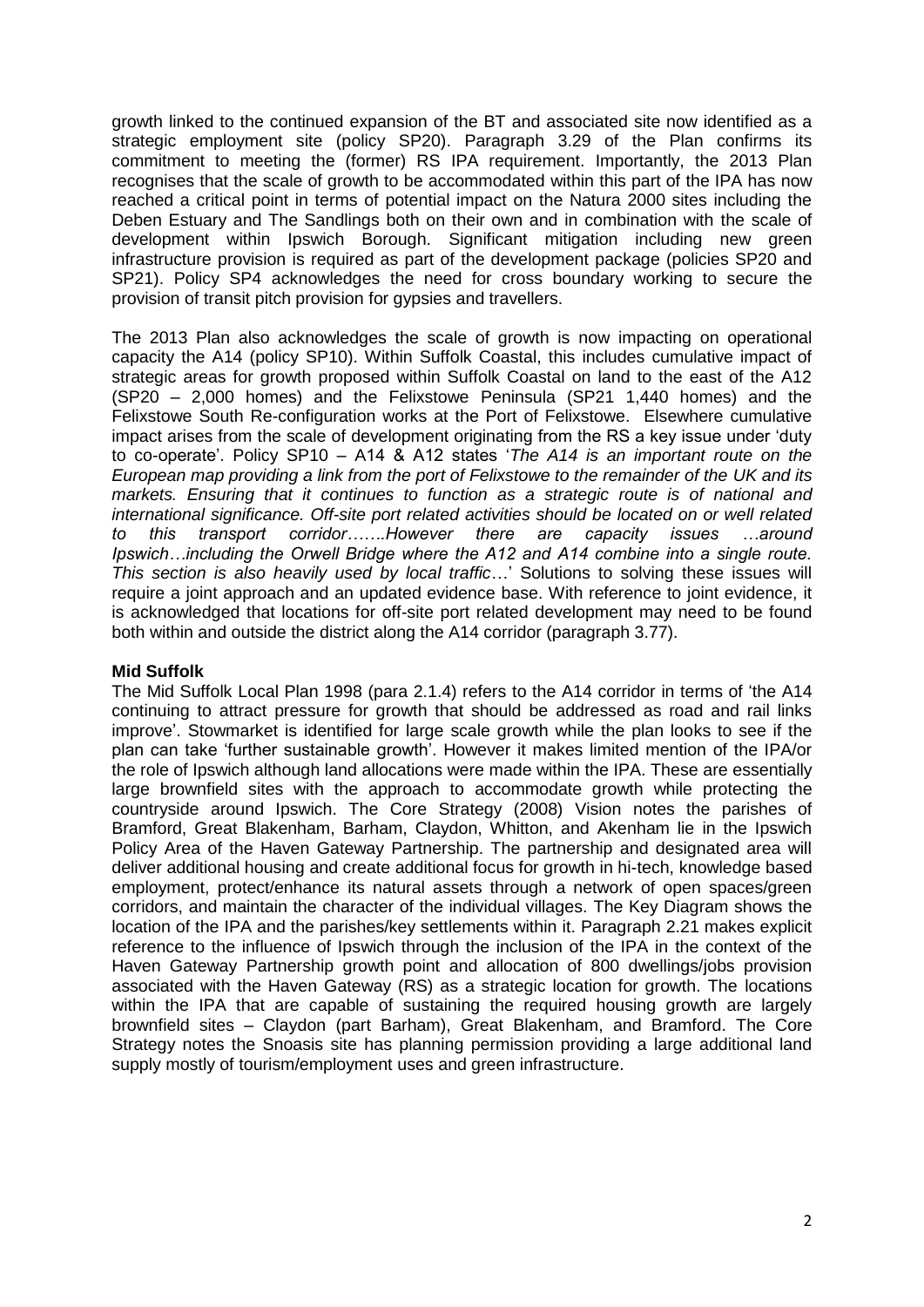growth linked to the continued expansion of the BT and associated site now identified as a strategic employment site (policy SP20). Paragraph 3.29 of the Plan confirms its commitment to meeting the (former) RS IPA requirement. Importantly, the 2013 Plan recognises that the scale of growth to be accommodated within this part of the IPA has now reached a critical point in terms of potential impact on the Natura 2000 sites including the Deben Estuary and The Sandlings both on their own and in combination with the scale of development within Ipswich Borough. Significant mitigation including new green infrastructure provision is required as part of the development package (policies SP20 and SP21). Policy SP4 acknowledges the need for cross boundary working to secure the provision of transit pitch provision for gypsies and travellers.

The 2013 Plan also acknowledges the scale of growth is now impacting on operational capacity the A14 (policy SP10). Within Suffolk Coastal, this includes cumulative impact of strategic areas for growth proposed within Suffolk Coastal on land to the east of the A12 (SP20 – 2,000 homes) and the Felixstowe Peninsula (SP21 1,440 homes) and the Felixstowe South Re-configuration works at the Port of Felixstowe. Elsewhere cumulative impact arises from the scale of development originating from the RS a key issue under 'duty to co-operate'. Policy SP10 – A14 & A12 states '*The A14 is an important route on the European map providing a link from the port of Felixstowe to the remainder of the UK and its markets. Ensuring that it continues to function as a strategic route is of national and international significance. Off-site port related activities should be located on or well related to this transport corridor…….However there are capacity issues …around Ipswich…including the Orwell Bridge where the A12 and A14 combine into a single route. This section is also heavily used by local traffic*…' Solutions to solving these issues will require a joint approach and an updated evidence base. With reference to joint evidence, it is acknowledged that locations for off-site port related development may need to be found both within and outside the district along the A14 corridor (paragraph 3.77).

**Mid Suffolk**

The Mid Suffolk Local Plan 1998 (para 2.1.4) refers to the A14 corridor in terms of 'the A14 continuing to attract pressure for growth that should be addressed as road and rail links improve'. Stowmarket is identified for large scale growth while the plan looks to see if the plan can take 'further sustainable growth'. However it makes limited mention of the IPA/or the role of Ipswich although land allocations were made within the IPA. These are essentially large brownfield sites with the approach to accommodate growth while protecting the countryside around Ipswich. The Core Strategy (2008) Vision notes the parishes of Bramford, Great Blakenham, Barham, Claydon, Whitton, and Akenham lie in the Ipswich Policy Area of the Haven Gateway Partnership. The partnership and designated area will deliver additional housing and create additional focus for growth in hi-tech, knowledge based employment, protect/enhance its natural assets through a network of open spaces/green corridors, and maintain the character of the individual villages. The Key Diagram shows the location of the IPA and the parishes/key settlements within it. Paragraph 2.21 makes explicit reference to the influence of Ipswich through the inclusion of the IPA in the context of the Haven Gateway Partnership growth point and allocation of 800 dwellings/jobs provision associated with the Haven Gateway (RS) as a strategic location for growth. The locations within the IPA that are capable of sustaining the required housing growth are largely brownfield sites – Claydon (part Barham), Great Blakenham, and Bramford. The Core Strategy notes the Snoasis site has planning permission providing a large additional land supply mostly of tourism/employment uses and green infrastructure.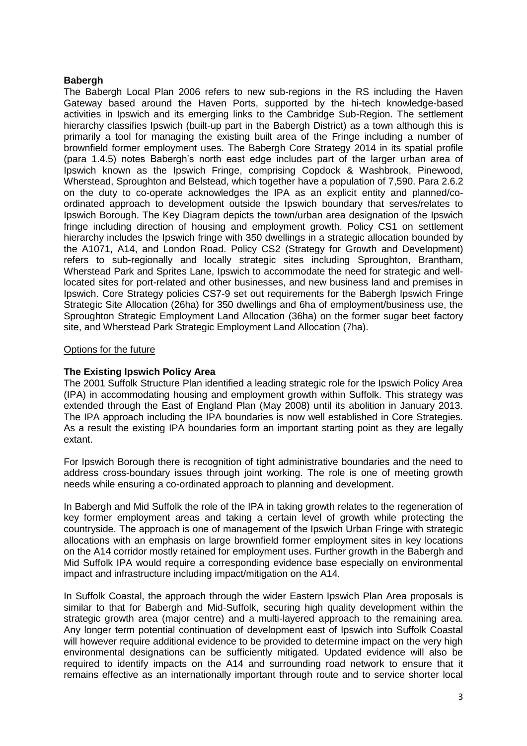**Babergh**

The Babergh Local Plan 2006 refers to new sub-regions in the RS including the Haven Gateway based around the Haven Ports, supported by the hi-tech knowledge-based activities in Ipswich and its emerging links to the Cambridge Sub-Region. The settlement hierarchy classifies Ipswich (built-up part in the Babergh District) as a town although this is primarily a tool for managing the existing built area of the Fringe including a number of brownfield former employment uses. The Babergh Core Strategy 2014 in its spatial profile (para 1.4.5) notes Babergh's north east edge includes part of the larger urban area of Ipswich known as the Ipswich Fringe, comprising Copdock & Washbrook, Pinewood, Wherstead, Sproughton and Belstead, which together have a population of 7,590. Para 2.6.2 on the duty to co-operate acknowledges the IPA as an explicit entity and planned/co-ordinated approach to development outside the Ipswich boundary that serves/relates to Ipswich Borough. The Key Diagram depicts the town/urban area designation of the Ipswich fringe including direction of housing and employment growth. Policy CS1 on settlement hierarchy includes the Ipswich fringe with 350 dwellings in a strategic allocation bounded by the A1071, A14, and London Road. Policy CS2 (Strategy for Growth and Development) refers to sub-regionally and locally strategic sites including Sproughton, Brantham, Wherstead Park and Sprites Lane, Ipswich to accommodate the need for strategic and well-located sites for port-related and other businesses, and new business land and premises in Ipswich. Core Strategy policies CS7-9 set out requirements for the Babergh Ipswich Fringe Strategic Site Allocation (26ha) for 350 dwellings and 6ha of employment/business use, the Sproughton Strategic Employment Land Allocation (36ha) on the former sugar beet factory site, and Wherstead Park Strategic Employment Land Allocation (7ha).

Options for the future

**The Existing Ipswich Policy Area**

The 2001 Suffolk Structure Plan identified a leading strategic role for the Ipswich Policy Area (IPA) in accommodating housing and employment growth within Suffolk. This strategy was extended through the East of England Plan (May 2008) until its abolition in January 2013. The IPA approach including the IPA boundaries is now well established in Core Strategies. As a result the existing IPA boundaries form an important starting point as they are legally extant.

For Ipswich Borough there is recognition of tight administrative boundaries and the need to address cross-boundary issues through joint working. The role is one of meeting growth needs while ensuring a co-ordinated approach to planning and development.

In Babergh and Mid Suffolk the role of the IPA in taking growth relates to the regeneration of key former employment areas and taking a certain level of growth while protecting the countryside. The approach is one of management of the Ipswich Urban Fringe with strategic allocations with an emphasis on large brownfield former employment sites in key locations on the A14 corridor mostly retained for employment uses. Further growth in the Babergh and Mid Suffolk IPA would require a corresponding evidence base especially on environmental impact and infrastructure including impact/mitigation on the A14.

In Suffolk Coastal, the approach through the wider Eastern Ipswich Plan Area proposals is similar to that for Babergh and Mid-Suffolk, securing high quality development within the strategic growth area (major centre) and a multi-layered approach to the remaining area. Any longer term potential continuation of development east of Ipswich into Suffolk Coastal will however require additional evidence to be provided to determine impact on the very high environmental designations can be sufficiently mitigated. Updated evidence will also be required to identify impacts on the A14 and surrounding road network to ensure that it remains effective as an internationally important through route and to service shorter local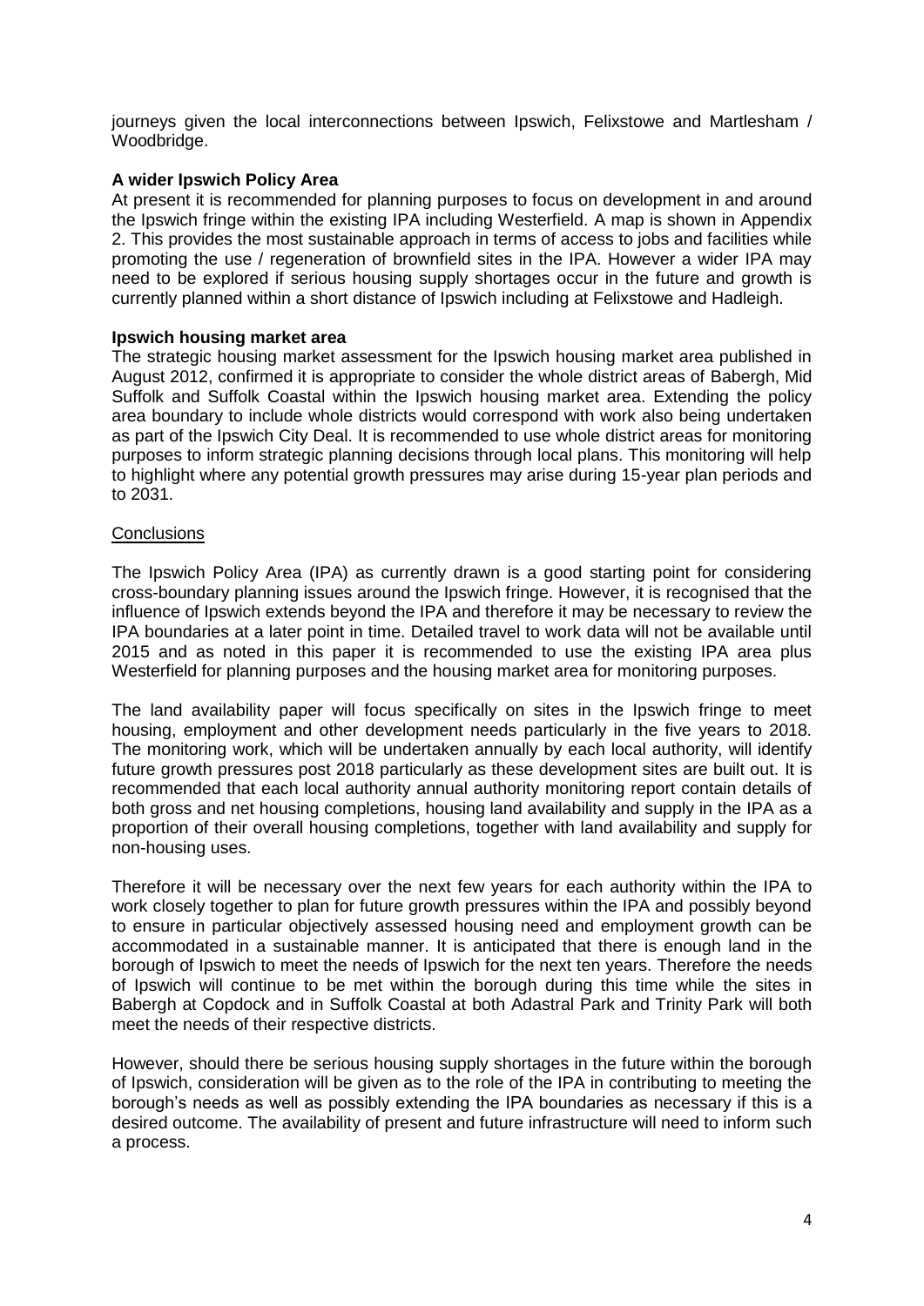journeys given the local interconnections between Ipswich, Felixstowe and Martlesham / Woodbridge.

**A wider Ipswich Policy Area**

At present it is recommended for planning purposes to focus on development in and around the Ipswich fringe within the existing IPA including Westerfield. A map is shown in Appendix 2. This provides the most sustainable approach in terms of access to jobs and facilities while promoting the use / regeneration of brownfield sites in the IPA. However a wider IPA may need to be explored if serious housing supply shortages occur in the future and growth is currently planned within a short distance of Ipswich including at Felixstowe and Hadleigh.

**Ipswich housing market area**

The strategic housing market assessment for the Ipswich housing market area published in August 2012, confirmed it is appropriate to consider the whole district areas of Babergh, Mid Suffolk and Suffolk Coastal within the Ipswich housing market area. Extending the policy area boundary to include whole districts would correspond with work also being undertaken as part of the Ipswich City Deal. It is recommended to use whole district areas for monitoring purposes to inform strategic planning decisions through local plans. This monitoring will help to highlight where any potential growth pressures may arise during 15-year plan periods and to 2031.

<u>Conclusions</u>

The Ipswich Policy Area (IPA) as currently drawn is a good starting point for considering cross-boundary planning issues around the Ipswich fringe. However, it is recognised that the influence of Ipswich extends beyond the IPA and therefore it may be necessary to review the IPA boundaries at a later point in time. Detailed travel to work data will not be available until 2015 and as noted in this paper it is recommended to use the existing IPA area plus Westerfield for planning purposes and the housing market area for monitoring purposes.

The land availability paper will focus specifically on sites in the Ipswich fringe to meet housing, employment and other development needs particularly in the five years to 2018. The monitoring work, which will be undertaken annually by each local authority, will identify future growth pressures post 2018 particularly as these development sites are built out. It is recommended that each local authority annual authority monitoring report contain details of both gross and net housing completions, housing land availability and supply in the IPA as a proportion of their overall housing completions, together with land availability and supply for non-housing uses.

Therefore it will be necessary over the next few years for each authority within the IPA to work closely together to plan for future growth pressures within the IPA and possibly beyond to ensure in particular objectively assessed housing need and employment growth can be accommodated in a sustainable manner. It is anticipated that there is enough land in the borough of Ipswich to meet the needs of Ipswich for the next ten years. Therefore the needs of Ipswich will continue to be met within the borough during this time while the sites in Babergh at Copdock and in Suffolk Coastal at both Adastral Park and Trinity Park will both meet the needs of their respective districts.

However, should there be serious housing supply shortages in the future within the borough of Ipswich, consideration will be given as to the role of the IPA in contributing to meeting the borough's needs as well as possibly extending the IPA boundaries as necessary if this is a desired outcome. The availability of present and future infrastructure will need to inform such a process.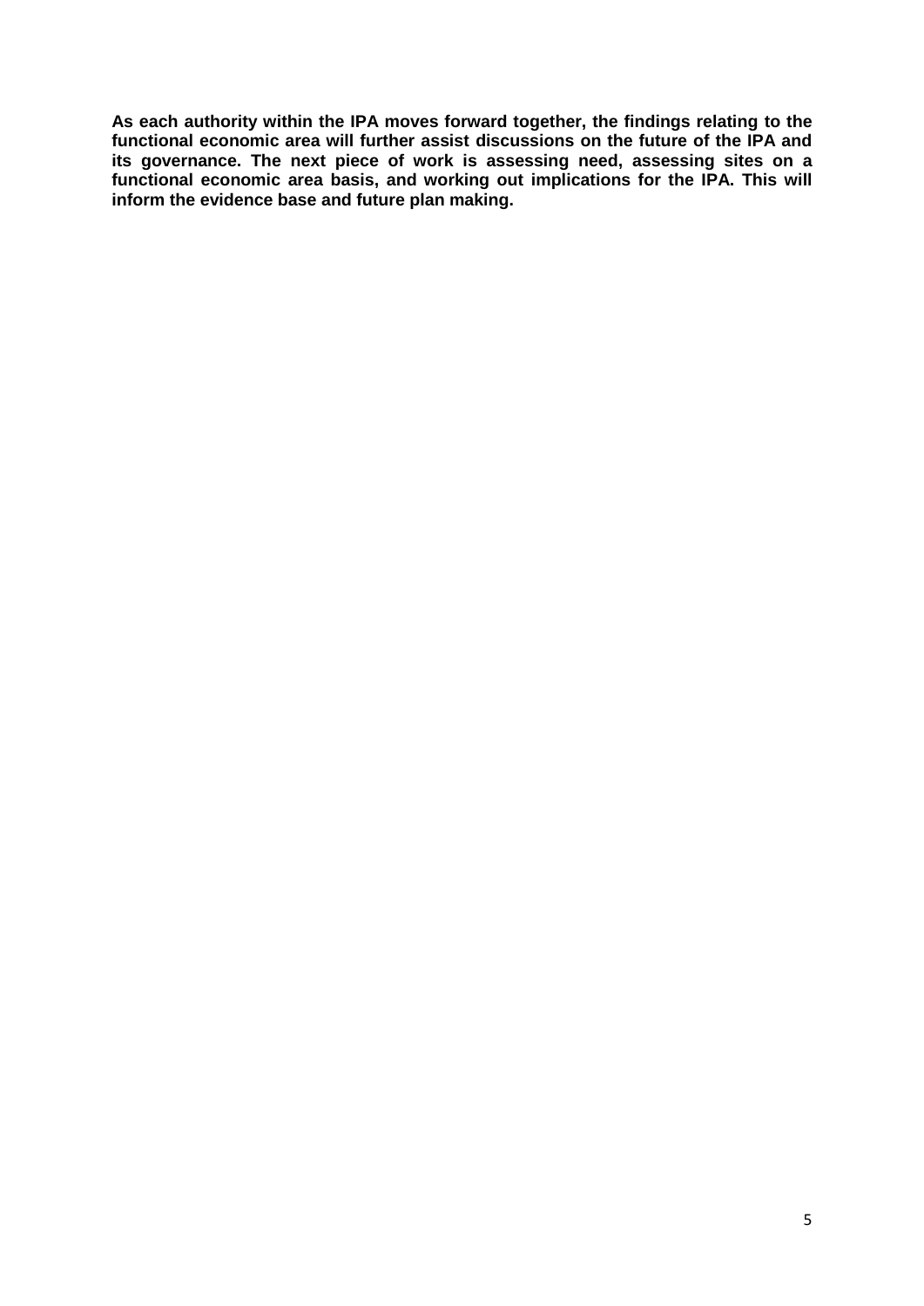**As each authority within the IPA moves forward together, the findings relating to the functional economic area will further assist discussions on the future of the IPA and its governance. The next piece of work is assessing need, assessing sites on a functional economic area basis, and working out implications for the IPA. This will inform the evidence base and future plan making.**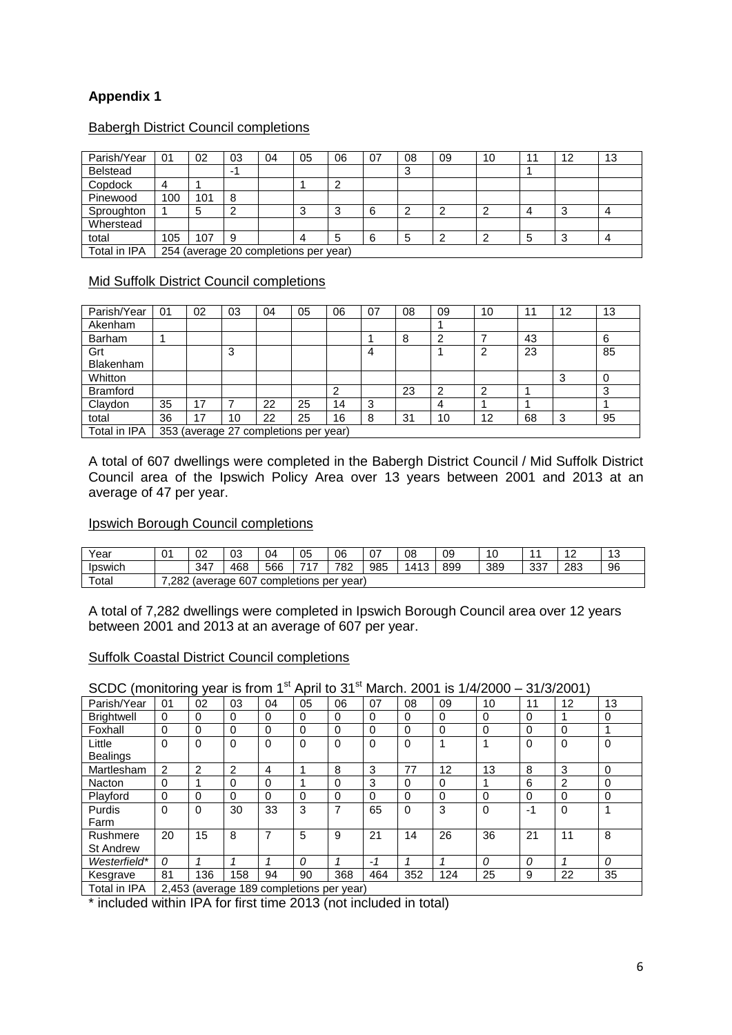**Appendix 1**

<u>Babergh District Council completions</u>

| Parish/Year | 01 | 02 | 03 | 04 | 05 | 06 | 07 | 08 | 09 | 10 | 11 | 12 | 13 |
|---|---|---|---|---|---|---|---|---|---|---|---|---|---|
| Belstead | | | -1 | | | | | 3 | | | 1 | | |
| Copdock | 4 | 1 | | | 1 | 2 | | | | | | | |
| Pinewood | 100 | 101 | 8 | | | | | | | | | | |
| Sproughton | 1 | 5 | 2 | | 3 | 3 | 6 | 2 | 2 | 2 | 4 | 3 | 4 |
| Wherstead | | | | | | | | | | | | | |
| total | 105 | 107 | 9 | | 4 | 5 | 6 | 5 | 2 | 2 | 5 | 3 | 4 |
| Total in IPA | 254 (average 20 completions per year) | | | | | | | | | | | | |

<u>Mid Suffolk District Council completions</u>

| Parish/Year | 01 | 02 | 03 | 04 | 05 | 06 | 07 | 08 | 09 | 10 | 11 | 12 | 13 |
|---|---|---|---|---|---|---|---|---|---|---|---|---|---|
| Akenham | | | | | | | | | 1 | | | | |
| Barham | 1 | | | | | | 1 | 8 | 2 | 7 | 43 | | 6 |
| Grt Blakenham | | | 3 | | | | 4 | | 1 | 2 | 23 | | 85 |
| Whitton | | | | | | | | | | | | 3 | 0 |
| Bramford | | | | | | 2 | | 23 | 2 | 2 | 1 | | 3 |
| Claydon | 35 | 17 | 7 | 22 | 25 | 14 | 3 | | 4 | 1 | 1 | | 1 |
| total | 36 | 17 | 10 | 22 | 25 | 16 | 8 | 31 | 10 | 12 | 68 | 3 | 95 |
| Total in IPA | 353 (average 27 completions per year) | | | | | | | | | | | | |

A total of 607 dwellings were completed in the Babergh District Council / Mid Suffolk District Council area of the Ipswich Policy Area over 13 years between 2001 and 2013 at an average of 47 per year.

<u>Ipswich Borough Council completions</u>

| Year | 01 | 02 | 03 | 04 | 05 | 06 | 07 | 08 | 09 | 10 | 11 | 12 | 13 |
|---|---|---|---|---|---|---|---|---|---|---|---|---|---|
| Ipswich | | 347 | 468 | 566 | 717 | 782 | 985 | 1413 | 899 | 389 | 337 | 283 | 96 |
| Total | 7,282 (average 607 completions per year) | | | | | | | | | | | | |

A total of 7,282 dwellings were completed in Ipswich Borough Council area over 12 years between 2001 and 2013 at an average of 607 per year.

<u>Suffolk Coastal District Council completions</u>

SCDC (monitoring year is from 1st April to 31st March. 2001 is 1/4/2000 – 31/3/2001)

| Parish/Year | 01 | 02 | 03 | 04 | 05 | 06 | 07 | 08 | 09 | 10 | 11 | 12 | 13 |
|---|---|---|---|---|---|---|---|---|---|---|---|---|---|
| Brightwell | 0 | 0 | 0 | 0 | 0 | 0 | 0 | 0 | 0 | 0 | 0 | 1 | 0 |
| Foxhall | 0 | 0 | 0 | 0 | 0 | 0 | 0 | 0 | 0 | 0 | 0 | 0 | 1 |
| Little Bealings | 0 | 0 | 0 | 0 | 0 | 0 | 0 | 0 | 1 | 1 | 0 | 0 | 0 |
| Martlesham | 2 | 2 | 2 | 4 | 1 | 8 | 3 | 77 | 12 | 13 | 8 | 3 | 0 |
| Nacton | 0 | 1 | 0 | 0 | 1 | 0 | 3 | 0 | 0 | 1 | 6 | 2 | 0 |
| Playford | 0 | 0 | 0 | 0 | 0 | 0 | 0 | 0 | 0 | 0 | 0 | 0 | 0 |
| Purdis Farm | 0 | 0 | 30 | 33 | 3 | 7 | 65 | 0 | 3 | 0 | -1 | 0 | 1 |
| Rushmere St Andrew | 20 | 15 | 8 | 7 | 5 | 9 | 21 | 14 | 26 | 36 | 21 | 11 | 8 |
| *Westerfield** | *0* | *1* | *1* | *1* | *0* | *1* | *-1* | *1* | *1* | *0* | *0* | *1* | *0* |
| Kesgrave | 81 | 136 | 158 | 94 | 90 | 368 | 464 | 352 | 124 | 25 | 9 | 22 | 35 |
| Total in IPA | 2,453 (average 189 completions per year) | | | | | | | | | | | | |

\* included within IPA for first time 2013 (not included in total)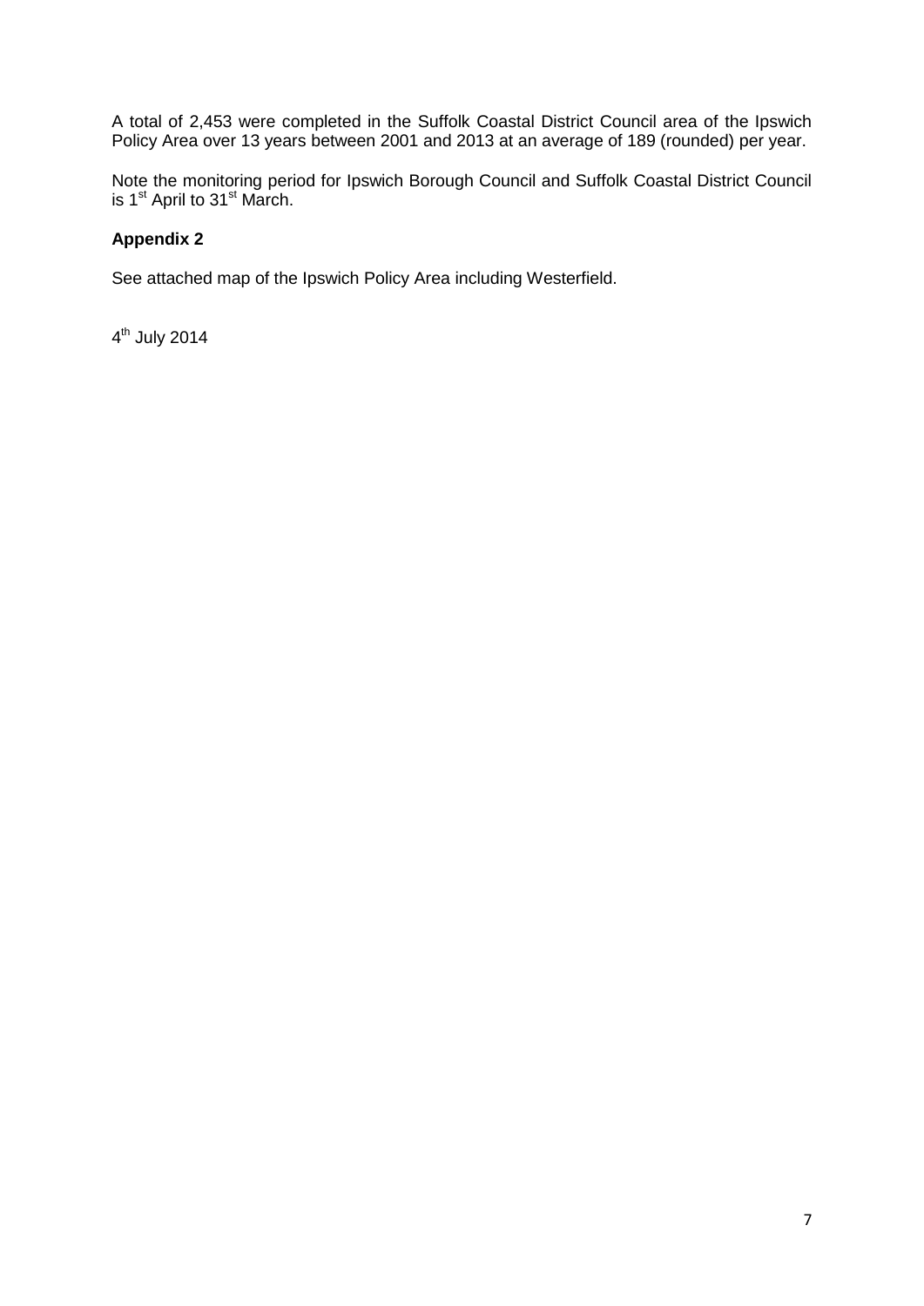A total of 2,453 were completed in the Suffolk Coastal District Council area of the Ipswich Policy Area over 13 years between 2001 and 2013 at an average of 189 (rounded) per year.

Note the monitoring period for Ipswich Borough Council and Suffolk Coastal District Council is 1st April to 31st March.

**Appendix 2**

See attached map of the Ipswich Policy Area including Westerfield.

4th July 2014